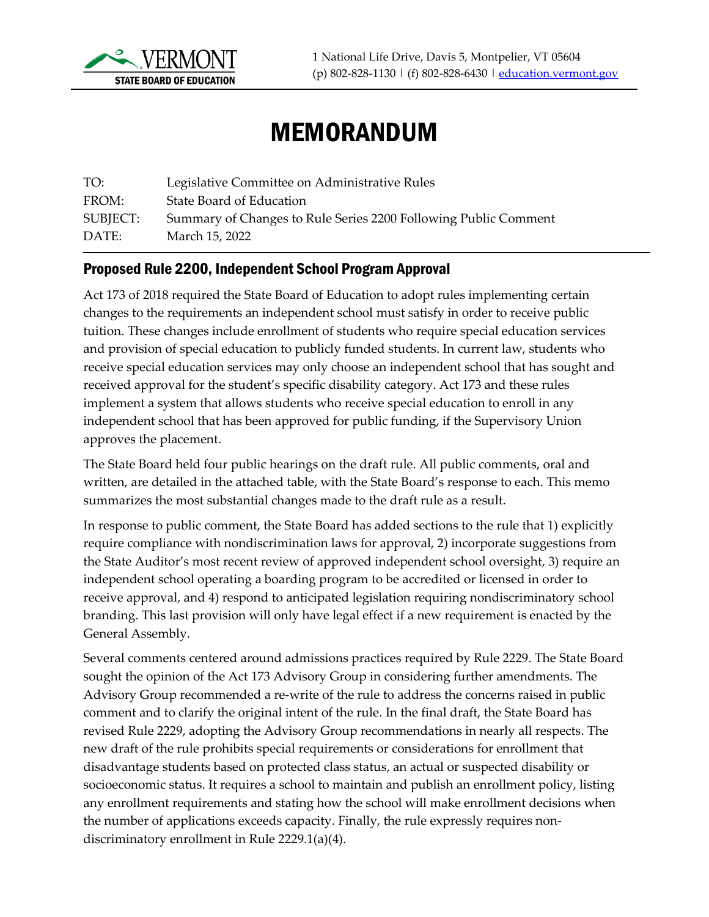VERMONT
STATE BOARD OF EDUCATION

1 National Life Drive, Davis 5, Montpelier, VT 05604
(p) 802-828-1130 | (f) 802-828-6430 | education.vermont.gov

# MEMORANDUM

TO: Legislative Committee on Administrative Rules
FROM: State Board of Education
SUBJECT: Summary of Changes to Rule Series 2200 Following Public Comment
DATE: March 15, 2022

## Proposed Rule 2200, Independent School Program Approval

Act 173 of 2018 required the State Board of Education to adopt rules implementing certain changes to the requirements an independent school must satisfy in order to receive public tuition. These changes include enrollment of students who require special education services and provision of special education to publicly funded students. In current law, students who receive special education services may only choose an independent school that has sought and received approval for the student's specific disability category. Act 173 and these rules implement a system that allows students who receive special education to enroll in any independent school that has been approved for public funding, if the Supervisory Union approves the placement.

The State Board held four public hearings on the draft rule. All public comments, oral and written, are detailed in the attached table, with the State Board's response to each. This memo summarizes the most substantial changes made to the draft rule as a result.

In response to public comment, the State Board has added sections to the rule that 1) explicitly require compliance with nondiscrimination laws for approval, 2) incorporate suggestions from the State Auditor's most recent review of approved independent school oversight, 3) require an independent school operating a boarding program to be accredited or licensed in order to receive approval, and 4) respond to anticipated legislation requiring nondiscriminatory school branding. This last provision will only have legal effect if a new requirement is enacted by the General Assembly.

Several comments centered around admissions practices required by Rule 2229. The State Board sought the opinion of the Act 173 Advisory Group in considering further amendments. The Advisory Group recommended a re-write of the rule to address the concerns raised in public comment and to clarify the original intent of the rule. In the final draft, the State Board has revised Rule 2229, adopting the Advisory Group recommendations in nearly all respects. The new draft of the rule prohibits special requirements or considerations for enrollment that disadvantage students based on protected class status, an actual or suspected disability or socioeconomic status. It requires a school to maintain and publish an enrollment policy, listing any enrollment requirements and stating how the school will make enrollment decisions when the number of applications exceeds capacity. Finally, the rule expressly requires non-discriminatory enrollment in Rule 2229.1(a)(4).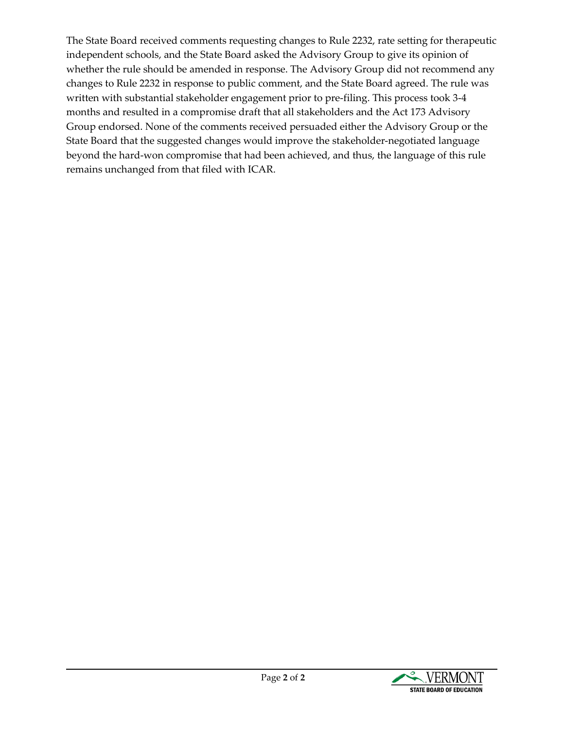The State Board received comments requesting changes to Rule 2232, rate setting for therapeutic independent schools, and the State Board asked the Advisory Group to give its opinion of whether the rule should be amended in response. The Advisory Group did not recommend any changes to Rule 2232 in response to public comment, and the State Board agreed. The rule was written with substantial stakeholder engagement prior to pre-filing. This process took 3-4 months and resulted in a compromise draft that all stakeholders and the Act 173 Advisory Group endorsed. None of the comments received persuaded either the Advisory Group or the State Board that the suggested changes would improve the stakeholder-negotiated language beyond the hard-won compromise that had been achieved, and thus, the language of this rule remains unchanged from that filed with ICAR.